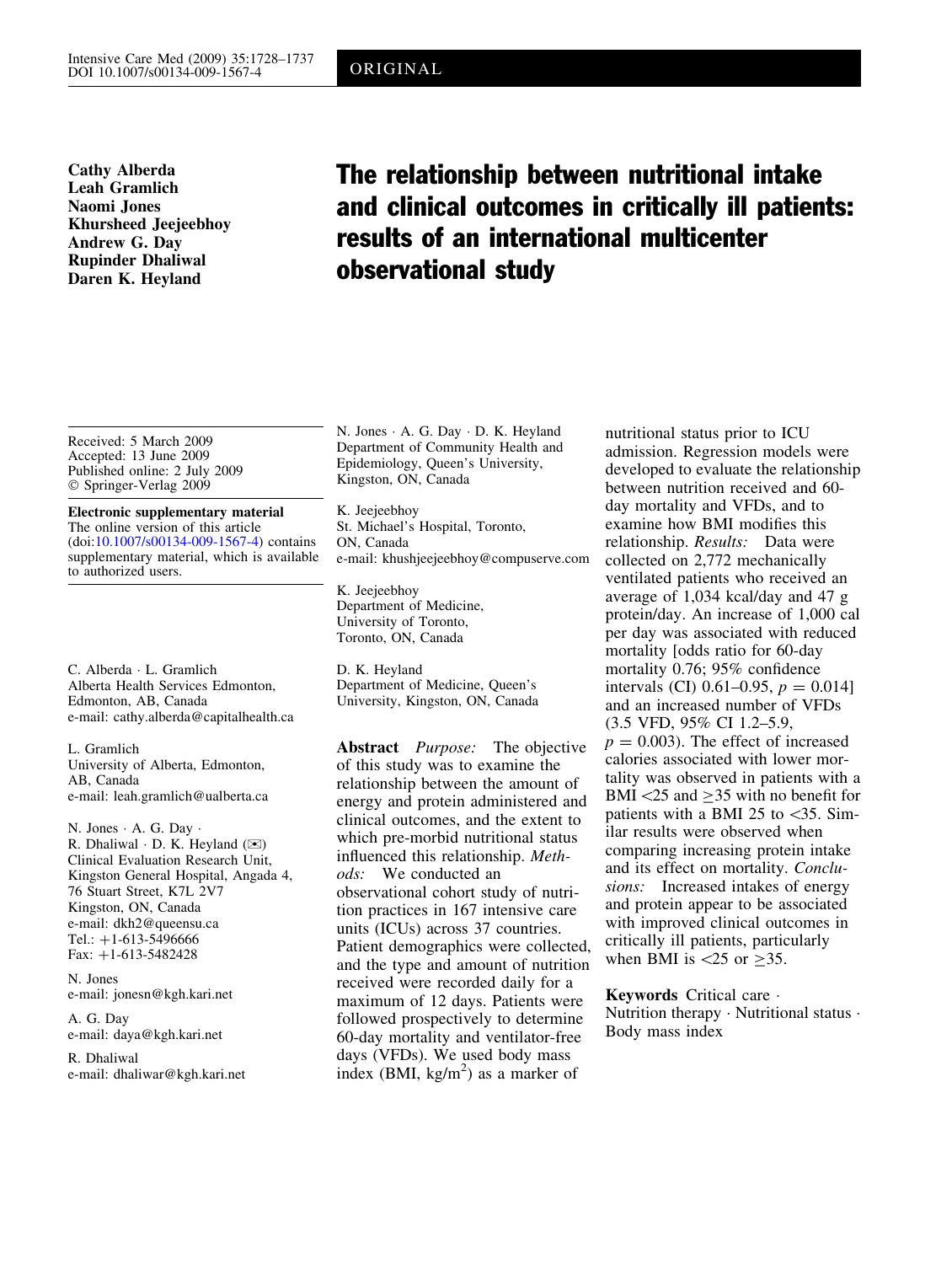ORIGINAL

**Cathy Alberda**
**Leah Gramlich**
**Naomi Jones**
**Khursheed Jeejeebhoy**
**Andrew G. Day**
**Rupinder Dhaliwal**
**Daren K. Heyland**

# The relationship between nutritional intake and clinical outcomes in critically ill patients: results of an international multicenter observational study

Received: 5 March 2009
Accepted: 13 June 2009
Published online: 2 July 2009
© Springer-Verlag 2009

**Electronic supplementary material**
The online version of this article (doi:10.1007/s00134-009-1567-4) contains supplementary material, which is available to authorized users.

C. Alberda · L. Gramlich
Alberta Health Services Edmonton, Edmonton, AB, Canada
e-mail: cathy.alberda@capitalhealth.ca

L. Gramlich
University of Alberta, Edmonton, AB, Canada
e-mail: leah.gramlich@ualberta.ca

N. Jones · A. G. Day · R. Dhaliwal · D. K. Heyland (✉)
Clinical Evaluation Research Unit, Kingston General Hospital, Angada 4, 76 Stuart Street, K7L 2V7 Kingston, ON, Canada
e-mail: dkh2@queensu.ca
Tel.: +1-613-5496666
Fax: +1-613-5482428

N. Jones
e-mail: jonesn@kgh.kari.net

A. G. Day
e-mail: daya@kgh.kari.net

R. Dhaliwal
e-mail: dhaliwar@kgh.kari.net

N. Jones · A. G. Day · D. K. Heyland
Department of Community Health and Epidemiology, Queen's University, Kingston, ON, Canada

K. Jeejeebhoy
St. Michael's Hospital, Toronto, ON, Canada
e-mail: khushjeejeebhoy@compuserve.com

K. Jeejeebhoy
Department of Medicine, University of Toronto, Toronto, ON, Canada

D. K. Heyland
Department of Medicine, Queen's University, Kingston, ON, Canada

**Abstract** *Purpose:* The objective of this study was to examine the relationship between the amount of energy and protein administered and clinical outcomes, and the extent to which pre-morbid nutritional status influenced this relationship. *Methods:* We conducted an observational cohort study of nutrition practices in 167 intensive care units (ICUs) across 37 countries. Patient demographics were collected, and the type and amount of nutrition received were recorded daily for a maximum of 12 days. Patients were followed prospectively to determine 60-day mortality and ventilator-free days (VFDs). We used body mass index (BMI, kg/m$^2$) as a marker of nutritional status prior to ICU admission. Regression models were developed to evaluate the relationship between nutrition received and 60-day mortality and VFDs, and to examine how BMI modifies this relationship. *Results:* Data were collected on 2,772 mechanically ventilated patients who received an average of 1,034 kcal/day and 47 g protein/day. An increase of 1,000 cal per day was associated with reduced mortality [odds ratio for 60-day mortality 0.76; 95% confidence intervals (CI) 0.61–0.95, $p = 0.014$] and an increased number of VFDs (3.5 VFD, 95% CI 1.2–5.9, $p = 0.003$). The effect of increased calories associated with lower mortality was observed in patients with a BMI $<25$ and $\geq 35$ with no benefit for patients with a BMI 25 to $<35$. Similar results were observed when comparing increasing protein intake and its effect on mortality. *Conclusions:* Increased intakes of energy and protein appear to be associated with improved clinical outcomes in critically ill patients, particularly when BMI is $<25$ or $\geq 35$.

**Keywords** Critical care · Nutrition therapy · Nutritional status · Body mass index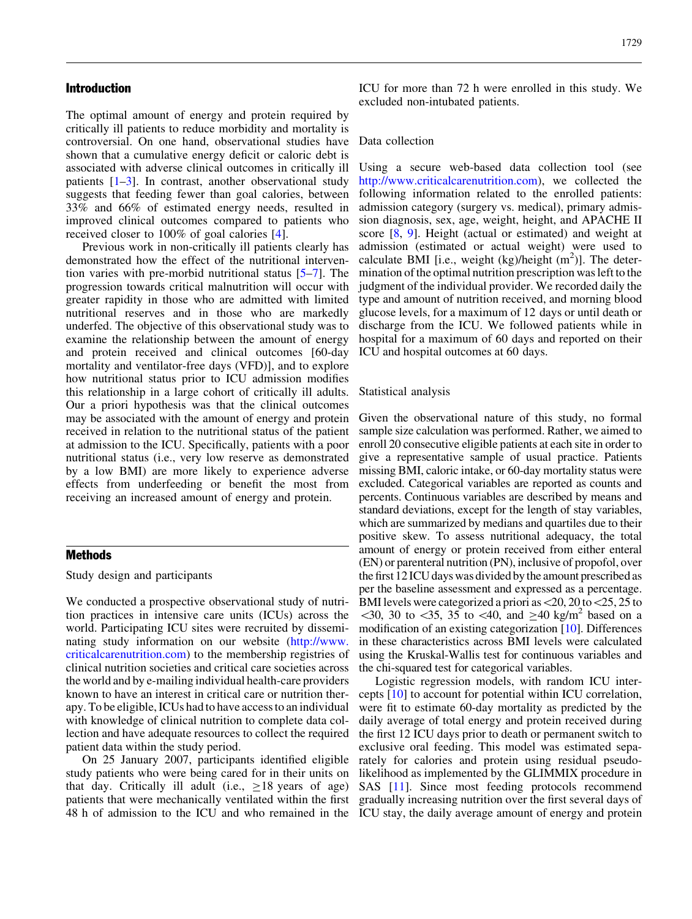## Introduction

The optimal amount of energy and protein required by critically ill patients to reduce morbidity and mortality is controversial. On one hand, observational studies have shown that a cumulative energy deficit or caloric debt is associated with adverse clinical outcomes in critically ill patients [1–3]. In contrast, another observational study suggests that feeding fewer than goal calories, between 33% and 66% of estimated energy needs, resulted in improved clinical outcomes compared to patients who received closer to 100% of goal calories [4].

Previous work in non-critically ill patients clearly has demonstrated how the effect of the nutritional intervention varies with pre-morbid nutritional status [5–7]. The progression towards critical malnutrition will occur with greater rapidity in those who are admitted with limited nutritional reserves and in those who are markedly underfed. The objective of this observational study was to examine the relationship between the amount of energy and protein received and clinical outcomes [60-day mortality and ventilator-free days (VFD)], and to explore how nutritional status prior to ICU admission modifies this relationship in a large cohort of critically ill adults. Our a priori hypothesis was that the clinical outcomes may be associated with the amount of energy and protein received in relation to the nutritional status of the patient at admission to the ICU. Specifically, patients with a poor nutritional status (i.e., very low reserve as demonstrated by a low BMI) are more likely to experience adverse effects from underfeeding or benefit the most from receiving an increased amount of energy and protein.

## Methods

### Study design and participants

We conducted a prospective observational study of nutrition practices in intensive care units (ICUs) across the world. Participating ICU sites were recruited by disseminating study information on our website (http://www.criticalcarenutrition.com) to the membership registries of clinical nutrition societies and critical care societies across the world and by e-mailing individual health-care providers known to have an interest in critical care or nutrition therapy. To be eligible, ICUs had to have access to an individual with knowledge of clinical nutrition to complete data collection and have adequate resources to collect the required patient data within the study period.

On 25 January 2007, participants identified eligible study patients who were being cared for in their units on that day. Critically ill adult (i.e., ≥18 years of age) patients that were mechanically ventilated within the first 48 h of admission to the ICU and who remained in the ICU for more than 72 h were enrolled in this study. We excluded non-intubated patients.

### Data collection

Using a secure web-based data collection tool (see http://www.criticalcarenutrition.com), we collected the following information related to the enrolled patients: admission category (surgery vs. medical), primary admission diagnosis, sex, age, weight, height, and APACHE II score [8, 9]. Height (actual or estimated) and weight at admission (estimated or actual weight) were used to calculate BMI [i.e., weight (kg)/height ($m^2$)]. The determination of the optimal nutrition prescription was left to the judgment of the individual provider. We recorded daily the type and amount of nutrition received, and morning blood glucose levels, for a maximum of 12 days or until death or discharge from the ICU. We followed patients while in hospital for a maximum of 60 days and reported on their ICU and hospital outcomes at 60 days.

### Statistical analysis

Given the observational nature of this study, no formal sample size calculation was performed. Rather, we aimed to enroll 20 consecutive eligible patients at each site in order to give a representative sample of usual practice. Patients missing BMI, caloric intake, or 60-day mortality status were excluded. Categorical variables are reported as counts and percents. Continuous variables are described by means and standard deviations, except for the length of stay variables, which are summarized by medians and quartiles due to their positive skew. To assess nutritional adequacy, the total amount of energy or protein received from either enteral (EN) or parenteral nutrition (PN), inclusive of propofol, over the first 12 ICU days was divided by the amount prescribed as per the baseline assessment and expressed as a percentage. BMI levels were categorized a priori as <20, 20 to <25, 25 to <30, 30 to <35, 35 to <40, and ≥40 kg/$m^2$ based on a modification of an existing categorization [10]. Differences in these characteristics across BMI levels were calculated using the Kruskal-Wallis test for continuous variables and the chi-squared test for categorical variables.

Logistic regression models, with random ICU intercepts [10] to account for potential within ICU correlation, were fit to estimate 60-day mortality as predicted by the daily average of total energy and protein received during the first 12 ICU days prior to death or permanent switch to exclusive oral feeding. This model was estimated separately for calories and protein using residual pseudo-likelihood as implemented by the GLIMMIX procedure in SAS [11]. Since most feeding protocols recommend gradually increasing nutrition over the first several days of ICU stay, the daily average amount of energy and protein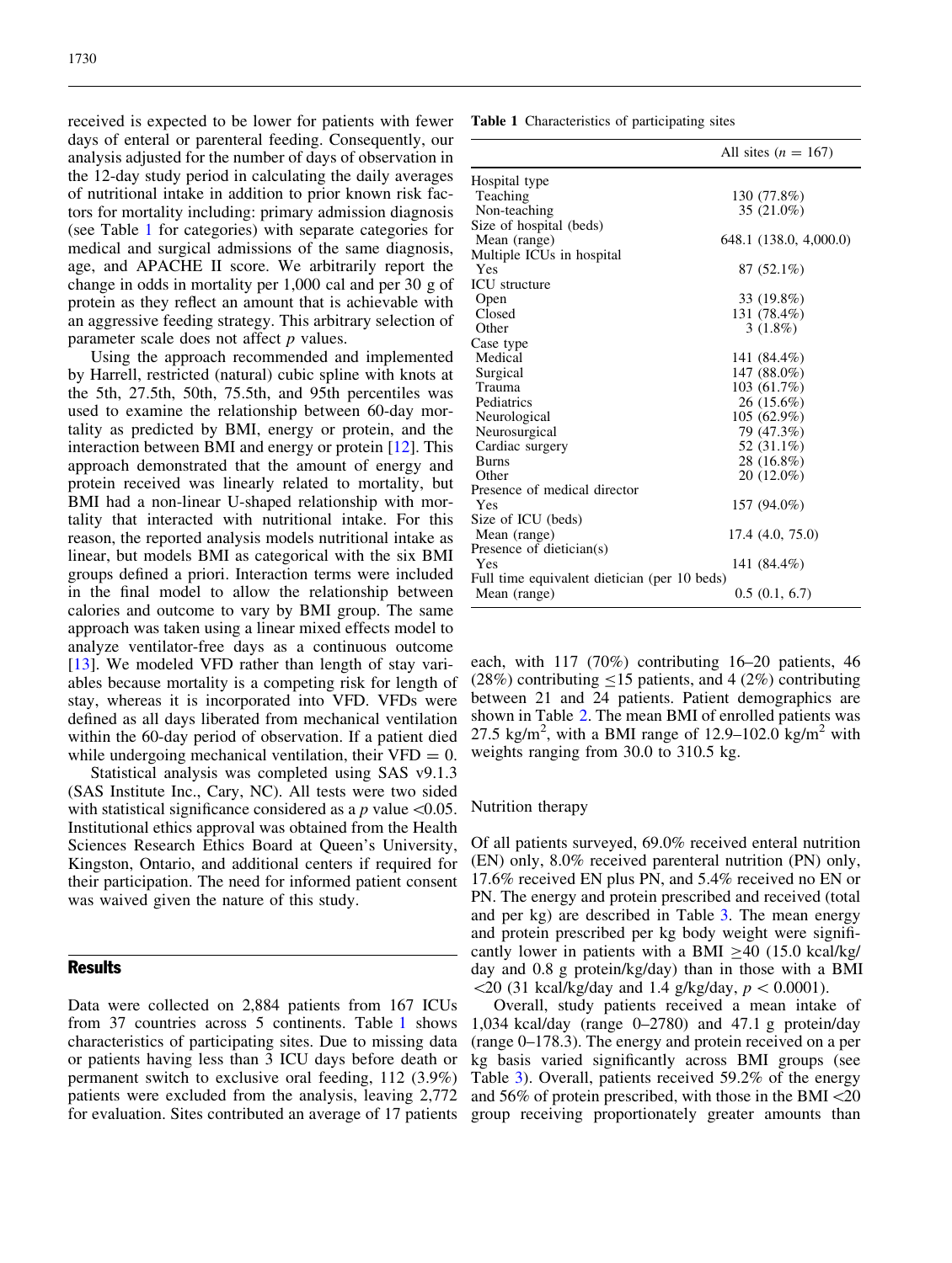received is expected to be lower for patients with fewer days of enteral or parenteral feeding. Consequently, our analysis adjusted for the number of days of observation in the 12-day study period in calculating the daily averages of nutritional intake in addition to prior known risk factors for mortality including: primary admission diagnosis (see Table 1 for categories) with separate categories for medical and surgical admissions of the same diagnosis, age, and APACHE II score. We arbitrarily report the change in odds in mortality per 1,000 cal and per 30 g of protein as they reflect an amount that is achievable with an aggressive feeding strategy. This arbitrary selection of parameter scale does not affect *p* values.

Using the approach recommended and implemented by Harrell, restricted (natural) cubic spline with knots at the 5th, 27.5th, 50th, 75.5th, and 95th percentiles was used to examine the relationship between 60-day mortality as predicted by BMI, energy or protein, and the interaction between BMI and energy or protein [12]. This approach demonstrated that the amount of energy and protein received was linearly related to mortality, but BMI had a non-linear U-shaped relationship with mortality that interacted with nutritional intake. For this reason, the reported analysis models nutritional intake as linear, but models BMI as categorical with the six BMI groups defined a priori. Interaction terms were included in the final model to allow the relationship between calories and outcome to vary by BMI group. The same approach was taken using a linear mixed effects model to analyze ventilator-free days as a continuous outcome [13]. We modeled VFD rather than length of stay variables because mortality is a competing risk for length of stay, whereas it is incorporated into VFD. VFDs were defined as all days liberated from mechanical ventilation within the 60-day period of observation. If a patient died while undergoing mechanical ventilation, their VFD = 0.

Statistical analysis was completed using SAS v9.1.3 (SAS Institute Inc., Cary, NC). All tests were two sided with statistical significance considered as a *p* value <0.05. Institutional ethics approval was obtained from the Health Sciences Research Ethics Board at Queen's University, Kingston, Ontario, and additional centers if required for their participation. The need for informed patient consent was waived given the nature of this study.

## Results

Data were collected on 2,884 patients from 167 ICUs from 37 countries across 5 continents. Table 1 shows characteristics of participating sites. Due to missing data or patients having less than 3 ICU days before death or permanent switch to exclusive oral feeding, 112 (3.9%) patients were excluded from the analysis, leaving 2,772 for evaluation. Sites contributed an average of 17 patients each, with 117 (70%) contributing 16–20 patients, 46 (28%) contributing ≤15 patients, and 4 (2%) contributing between 21 and 24 patients. Patient demographics are shown in Table 2. The mean BMI of enrolled patients was 27.5 kg/m$^2$, with a BMI range of 12.9–102.0 kg/m$^2$ with weights ranging from 30.0 to 310.5 kg.

**Table 1** Characteristics of participating sites

| | All sites (*n* = 167) |
|---|---|
| Hospital type | |
| Teaching | 130 (77.8%) |
| Non-teaching | 35 (21.0%) |
| Size of hospital (beds) | |
| Mean (range) | 648.1 (138.0, 4,000.0) |
| Multiple ICUs in hospital | |
| Yes | 87 (52.1%) |
| ICU structure | |
| Open | 33 (19.8%) |
| Closed | 131 (78.4%) |
| Other | 3 (1.8%) |
| Case type | |
| Medical | 141 (84.4%) |
| Surgical | 147 (88.0%) |
| Trauma | 103 (61.7%) |
| Pediatrics | 26 (15.6%) |
| Neurological | 105 (62.9%) |
| Neurosurgical | 79 (47.3%) |
| Cardiac surgery | 52 (31.1%) |
| Burns | 28 (16.8%) |
| Other | 20 (12.0%) |
| Presence of medical director | |
| Yes | 157 (94.0%) |
| Size of ICU (beds) | |
| Mean (range) | 17.4 (4.0, 75.0) |
| Presence of dietician(s) | |
| Yes | 141 (84.4%) |
| Full time equivalent dietician (per 10 beds) | |
| Mean (range) | 0.5 (0.1, 6.7) |

### Nutrition therapy

Of all patients surveyed, 69.0% received enteral nutrition (EN) only, 8.0% received parenteral nutrition (PN) only, 17.6% received EN plus PN, and 5.4% received no EN or PN. The energy and protein prescribed and received (total and per kg) are described in Table 3. The mean energy and protein prescribed per kg body weight were significantly lower in patients with a BMI ≥40 (15.0 kcal/kg/day and 0.8 g protein/kg/day) than in those with a BMI <20 (31 kcal/kg/day and 1.4 g/kg/day, *p* < 0.0001).

Overall, study patients received a mean intake of 1,034 kcal/day (range 0–2780) and 47.1 g protein/day (range 0–178.3). The energy and protein received on a per kg basis varied significantly across BMI groups (see Table 3). Overall, patients received 59.2% of the energy and 56% of protein prescribed, with those in the BMI <20 group receiving proportionately greater amounts than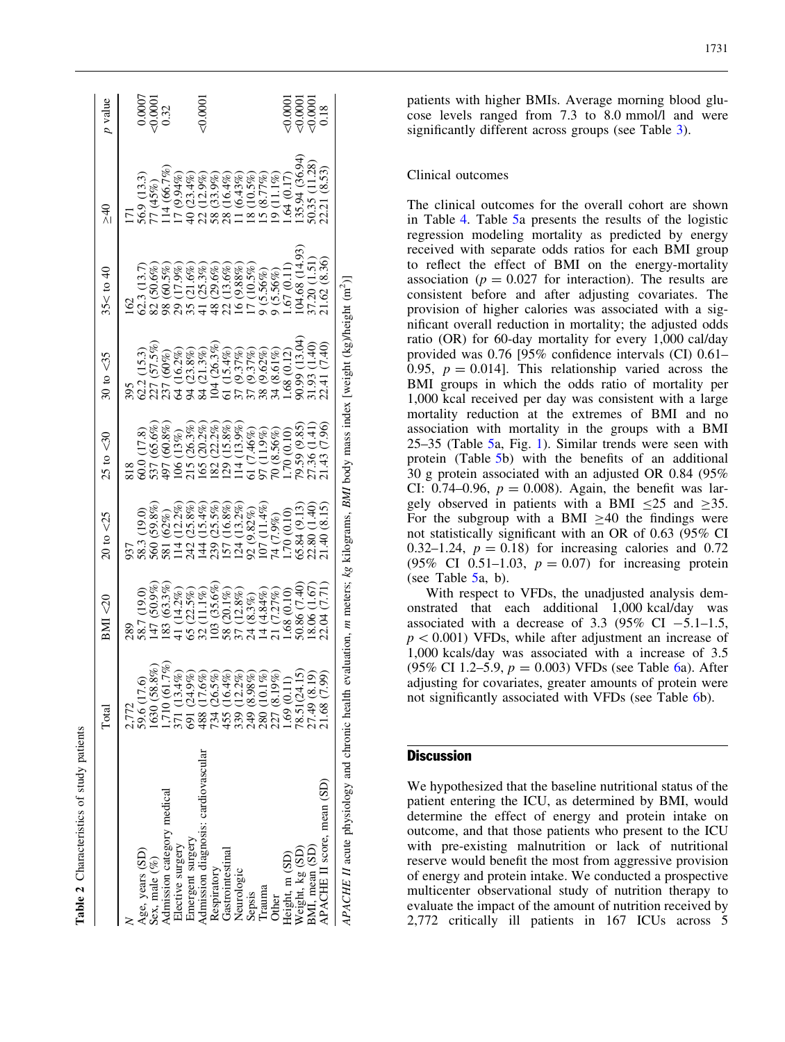**Table 2** Characteristics of study patients

| | Total | BMI <20 | 20 to <25 | 25 to <30 | 30 to <35 | 35< to 40 | ≥40 | *p* value |
|---|---|---|---|---|---|---|---|---|
| *N* | 2,772 | 289 | 937 | 818 | 395 | 162 | 171 | |
| Age, years (SD) | 59.6 (17.6) | 58.7 (19.0) | 58.3 (19.0) | 60.0 (17.8) | 62.2 (15.3) | 62.3 (13.7) | 56.9 (13.3) | 0.0007 |
| Sex, male (%) | 1630 (58.8%) | 147 (50.9%) | 560 (59.8%) | 537 (65.6%) | 227 (57.5%) | 82 (50.6%) | 77 (45%) | <0.0001 |
| Admission category medical | 1,710 (61.7%) | 183 (63.3%) | 581 (62%) | 497 (60.8%) | 237 (60%) | 98 (60.5%) | 114 (66.7%) | 0.32 |
| Elective surgery | 371 (13.4%) | 41 (14.2%) | 114 (12.2%) | 106 (13%) | 64 (16.2%) | 29 (17.9%) | 17 (9.94%) | |
| Emergent surgery | 691 (24.9%) | 65 (22.5%) | 242 (25.8%) | 215 (26.3%) | 94 (23.8%) | 35 (21.6%) | 40 (23.4%) | |
| Admission diagnosis: cardiovascular | 488 (17.6%) | 32 (11.1%) | 144 (15.4%) | 165 (20.2%) | 84 (21.3%) | 41 (25.3%) | 22 (12.9%) | <0.0001 |
| Respiratory | 734 (26.5%) | 103 (35.6%) | 239 (25.5%) | 182 (22.2%) | 104 (26.3%) | 48 (29.6%) | 58 (33.9%) | |
| Gastrointestinal | 455 (16.4%) | 58 (20.1%) | 157 (16.8%) | 129 (15.8%) | 61 (15.4%) | 22 (13.6%) | 28 (16.4%) | |
| Neurologic | 339 (12.2%) | 37 (12.8%) | 124 (13.2%) | 114 (13.9%) | 37 (9.37%) | 16 (9.88%) | 11 (6.43%) | |
| Sepsis | 249 (8.98%) | 24 (8.3%) | 92 (9.82%) | 61 (7.46%) | 37 (9.37%) | 17 (10.5%) | 18 (10.5%) | |
| Trauma | 280 (10.1%) | 14 (4.84%) | 107 (11.4%) | 97 (11.9%) | 38 (9.62%) | 9 (5.56%) | 15 (8.77%) | |
| Other | 227 (8.19%) | 21 (7.27%) | 74 (7.9%) | 70 (8.56%) | 34 (8.61%) | 9 (5.56%) | 19 (11.1%) | |
| Height, m (SD) | 1.69 (0.11) | 1.68 (0.10) | 1.70 (0.10) | 1.70 (0.10) | 1.68 (0.12) | 1.67 (0.11) | 1.64 (0.17) | <0.0001 |
| Weight, kg (SD) | 78.51(24.15) | 50.86 (7.40) | 65.84 (9.13) | 79.59 (9.85) | 90.99 (13.04) | 104.68 (14.93) | 135.94 (36.94) | <0.0001 |
| BMI, mean (SD) | 27.49 (8.19) | 18.06 (1.67) | 22.80 (1.40) | 27.36 (1.41) | 31.93 (1.40) | 37.20 (1.51) | 50.35 (11.28) | <0.0001 |
| APACHE II score, mean (SD) | 21.68 (7.99) | 22.04 (7.71) | 21.40 (8.15) | 21.43 (7.96) | 22.41 (7.40) | 21.62 (8.36) | 22.21 (8.53) | 0.18 |

*APACHE II* acute physiology and chronic health evaluation, *m* meters; *kg* kilograms, *BMI* body mass index [weight (kg)/height (m$^2$)]

patients with higher BMIs. Average morning blood glucose levels ranged from 7.3 to 8.0 mmol/l and were significantly different across groups (see Table 3).

## Clinical outcomes

The clinical outcomes for the overall cohort are shown in Table 4. Table 5a presents the results of the logistic regression modeling mortality as predicted by energy received with separate odds ratios for each BMI group to reflect the effect of BMI on the energy-mortality association ($p = 0.027$ for interaction). The results are consistent before and after adjusting covariates. The provision of higher calories was associated with a significant overall reduction in mortality; the adjusted odds ratio (OR) for 60-day mortality for every 1,000 cal/day provided was 0.76 [95% confidence intervals (CI) 0.61–0.95, $p = 0.014$]. This relationship varied across the BMI groups in which the odds ratio of mortality per 1,000 kcal received per day was consistent with a large mortality reduction at the extremes of BMI and no association with mortality in the groups with a BMI 25–35 (Table 5a, Fig. 1). Similar trends were seen with protein (Table 5b) with the benefits of an additional 30 g protein associated with an adjusted OR 0.84 (95% CI: 0.74–0.96, $p = 0.008$). Again, the benefit was largely observed in patients with a BMI ≤25 and ≥35. For the subgroup with a BMI ≥40 the findings were not statistically significant with an OR of 0.63 (95% CI 0.32–1.24, $p = 0.18$) for increasing calories and 0.72 (95% CI 0.51–1.03, $p = 0.07$) for increasing protein (see Table 5a, b).

With respect to VFDs, the unadjusted analysis demonstrated that each additional 1,000 kcal/day was associated with a decrease of 3.3 (95% CI −5.1–1.5, $p < 0.001$) VFDs, while after adjustment an increase of 1,000 kcals/day was associated with a increase of 3.5 (95% CI 1.2–5.9, $p = 0.003$) VFDs (see Table 6a). After adjusting for covariates, greater amounts of protein were not significantly associated with VFDs (see Table 6b).

## Discussion

We hypothesized that the baseline nutritional status of the patient entering the ICU, as determined by BMI, would determine the effect of energy and protein intake on outcome, and that those patients who present to the ICU with pre-existing malnutrition or lack of nutritional reserve would benefit the most from aggressive provision of energy and protein intake. We conducted a prospective multicenter observational study of nutrition therapy to evaluate the impact of the amount of nutrition received by 2,772 critically ill patients in 167 ICUs across 5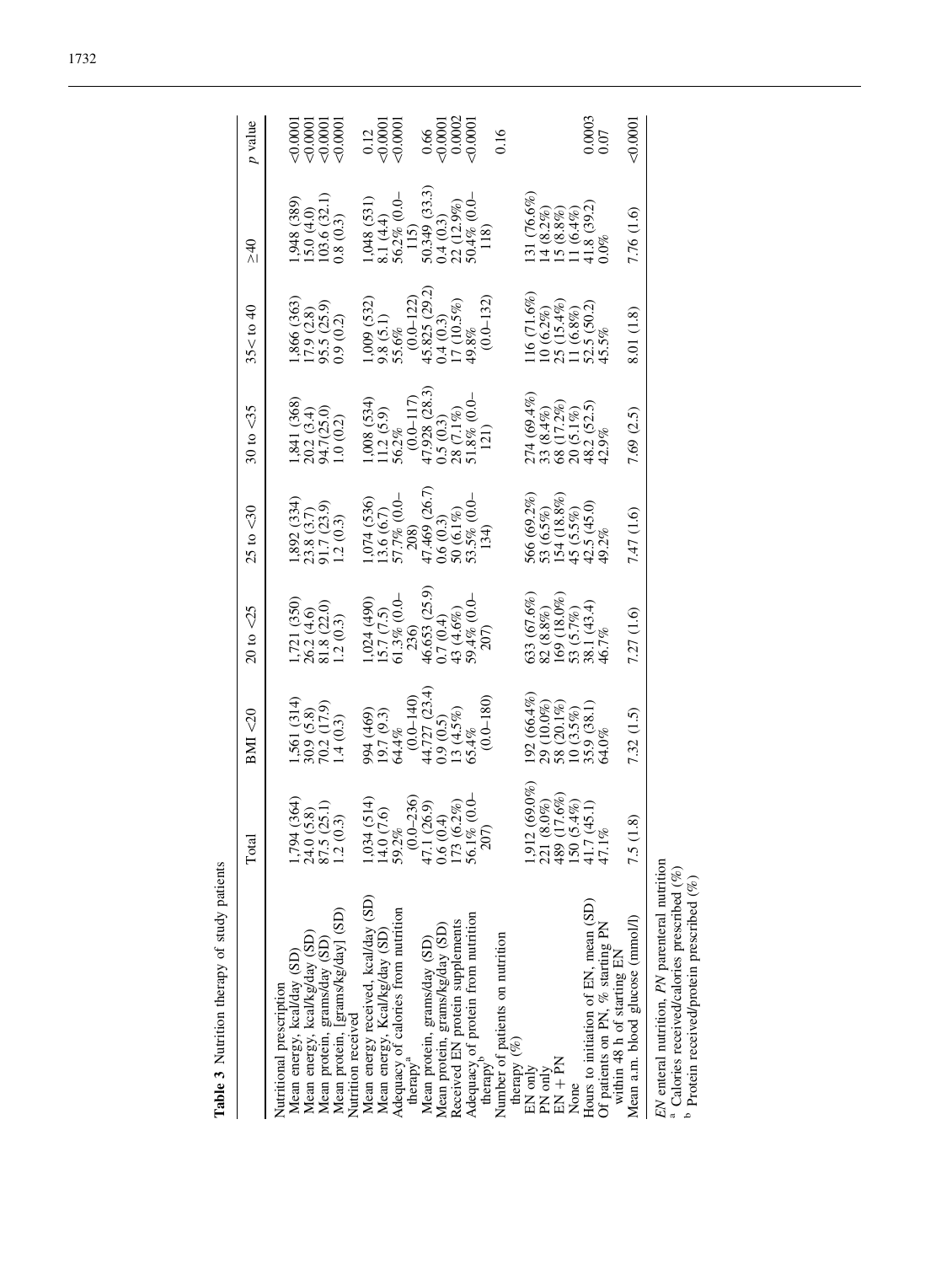**Table 3** Nutrition therapy of study patients

| | Total | BMI <20 | 20 to <25 | 25 to <30 | 30 to <35 | 35< to 40 | ≥40 | *p* value |
|---|---|---|---|---|---|---|---|---|
| Nutritional prescription | | | | | | | | |
| Mean energy, kcal/day (SD) | 1,794 (364) | 1,561 (314) | 1,721 (350) | 1,892 (334) | 1,841 (368) | 1,866 (363) | 1,948 (389) | <0.0001 |
| Mean energy, kcal/kg/day (SD) | 24.0 (5.8) | 30.9 (5.8) | 26.2 (4.6) | 23.8 (3.7) | 20.2 (3.4) | 17.9 (2.8) | 15.0 (4.0) | <0.0001 |
| Mean protein, grams/day (SD) | 87.5 (25.1) | 70.2 (17.9) | 81.8 (22.0) | 91.7 (23.9) | 94.7(25.0) | 95.5 (25.9) | 103.6 (32.1) | <0.0001 |
| Mean protein, [grams/kg/day] (SD) | 1.2 (0.3) | 1.4 (0.3) | 1.2 (0.3) | 1.2 (0.3) | 1.0 (0.2) | 0.9 (0.2) | 0.8 (0.3) | <0.0001 |
| Nutrition received | | | | | | | | |
| Mean energy received, kcal/day (SD) | 1,034 (514) | 994 (469) | 1,024 (490) | 1,074 (536) | 1,008 (534) | 1,009 (532) | 1,048 (531) | 0.12 |
| Mean energy, Kcal/kg/day (SD) | 14.0 (7.6) | 19.7 (9.3) | 15.7 (7.5) | 13.6 (6.7) | 11.2 (5.9) | 9.8 (5.1) | 8.1 (4.4) | <0.0001 |
| Adequacy of calories from nutrition therapy[a] | 59.2% (0.0–236) | 64.4% (0.0–140) | 61.3% (0.0–236) | 57.7% (0.0–208) | 56.2% (0.0–117) | 55.6% (0.0–122) | 56.2% (0.0–115) | <0.0001 |
| Mean protein, grams/day (SD) | 47.1 (26.9) | 44.727 (23.4) | 46.653 (25.9) | 47.469 (26.7) | 47.928 (28.3) | 45.825 (29.2) | 50.349 (33.3) | 0.66 |
| Mean protein, grams/kg/day (SD) | 0.6 (0.4) | 0.9 (0.5) | 0.7 (0.4) | 0.6 (0.3) | 0.5 (0.3) | 0.4 (0.3) | 0.4 (0.3) | <0.0001 |
| Received EN protein supplements | 173 (6.2%) | 13 (4.5%) | 43 (4.6%) | 50 (6.1%) | 28 (7.1%) | 17 (10.5%) | 22 (12.9%) | 0.0002 |
| Adequacy of protein from nutrition therapy[b] | 56.1% (0.0–207) | 65.4% (0.0–180) | 59.4% (0.0–207) | 53.5% (0.0–134) | 51.8% (0.0–121) | 49.8% (0.0–132) | 50.4% (0.0–118) | <0.0001 |
| Number of patients on nutrition therapy (%) | | | | | | | | 0.16 |
| EN only | 1,912 (69.0%) | 192 (66.4%) | 633 (67.6%) | 566 (69.2%) | 274 (69.4%) | 116 (71.6%) | 131 (76.6%) | |
| PN only | 221 (8.0%) | 29 (10.0%) | 82 (8.8%) | 53 (6.5%) | 33 (8.4%) | 10 (6.2%) | 14 (8.2%) | |
| EN + PN | 489 (17.6%) | 58 (20.1%) | 169 (18.0%) | 154 (18.8%) | 68 (17.2%) | 25 (15.4%) | 15 (8.8%) | |
| None | 150 (5.4%) | 10 (3.5%) | 53 (5.7%) | 45 (5.5%) | 20 (5.1%) | 11 (6.8%) | 11 (6.4%) | |
| Hours to initiation of EN, mean (SD) | 41.7 (45.1) | 35.9 (38.1) | 38.1 (43.4) | 42.5 (45.0) | 48.2 (52.5) | 52.5 (50.2) | 41.8 (39.2) | 0.0003 |
| Of patients on PN, % starting PN within 48 h of starting EN | 47.1% | 64.0% | 46.7% | 49.2% | 42.9% | 45.5% | 0.0% | 0.07 |
| Mean a.m. blood glucose (mmol/l) | 7.5 (1.8) | 7.32 (1.5) | 7.27 (1.6) | 7.47 (1.6) | 7.69 (2.5) | 8.01 (1.8) | 7.76 (1.6) | <0.0001 |

*EN* enteral nutrition, *PN* parenteral nutrition

[a] Calories received/calories prescribed (%)

[b] Protein received/protein prescribed (%)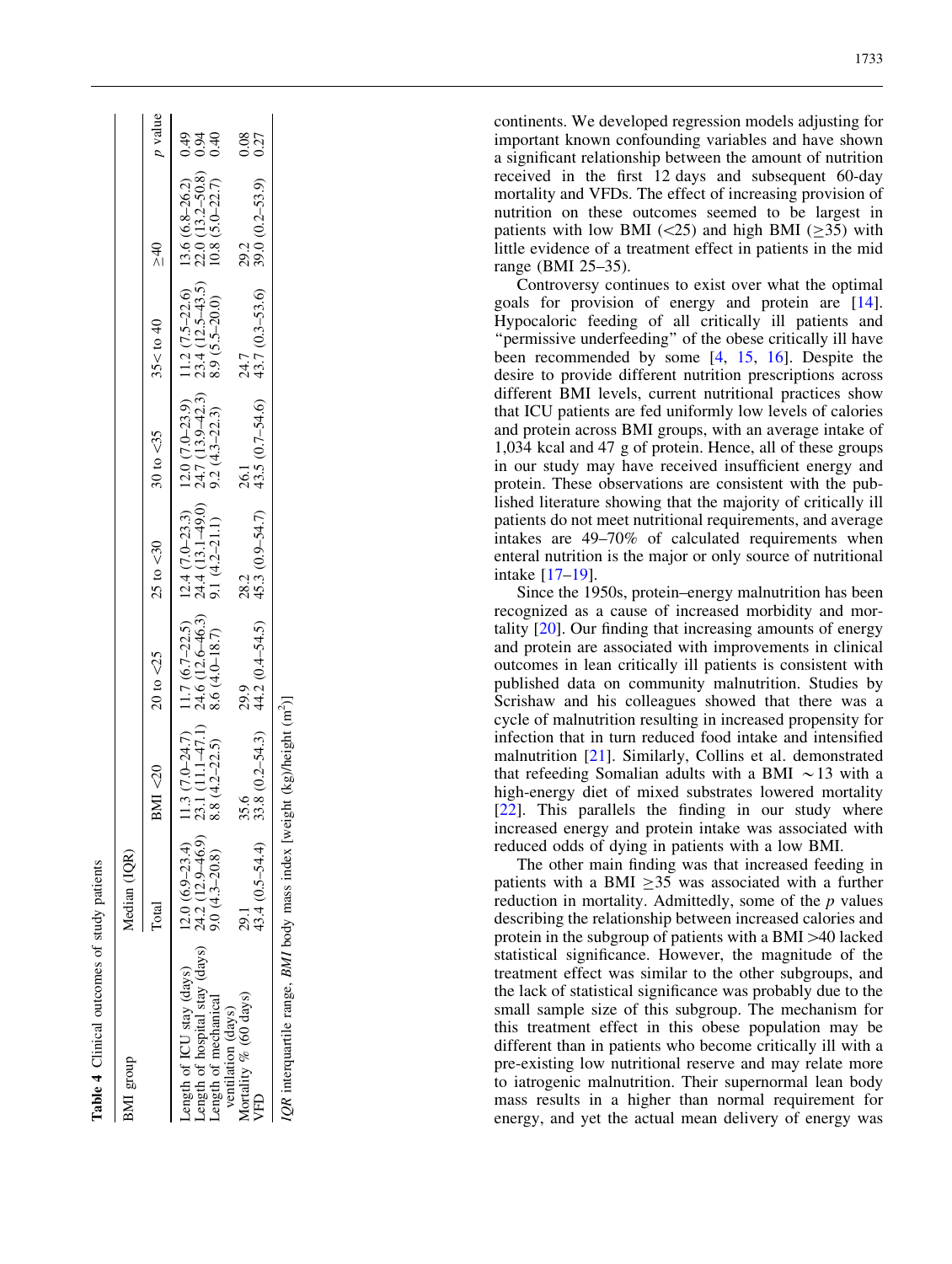**Table 4** Clinical outcomes of study patients

| BMI group | Median (IQR) | | | | | | | |
|---|---|---|---|---|---|---|---|---|
| | Total | BMI <20 | 20 to <25 | 25 to <30 | 30 to <35 | 35< to 40 | ≥40 | *p* value |
| Length of ICU stay (days) | 12.0 (6.9–23.4) | 11.3 (7.0–24.7) | 11.7 (6.7–22.5) | 12.4 (7.0–23.3) | 12.0 (7.0–23.9) | 11.2 (7.5–22.6) | 13.6 (6.8–26.2) | 0.49 |
| Length of hospital stay (days) | 24.2 (12.9–46.9) | 23.1 (11.1–47.1) | 24.6 (12.6–46.3) | 24.4 (13.1–49.0) | 24.7 (13.9–42.3) | 23.4 (12.5–43.5) | 22.0 (13.2–50.8) | 0.94 |
| Length of mechanical ventilation (days) | 9.0 (4.3–20.8) | 8.8 (4.2–22.5) | 8.6 (4.0–18.7) | 9.1 (4.2–21.1) | 9.2 (4.3–22.3) | 8.9 (5.5–20.0) | 10.8 (5.0–22.7) | 0.40 |
| Mortality % (60 days) | 29.1 | 35.6 | 29.9 | 28.2 | 26.1 | 24.7 | 29.2 | 0.08 |
| VFD | 43.4 (0.5–54.4) | 33.8 (0.2–54.3) | 44.2 (0.4–54.5) | 45.3 (0.9–54.7) | 43.5 (0.7–54.6) | 43.7 (0.3–53.6) | 39.0 (0.2–53.9) | 0.27 |

*IQR* interquartile range, *BMI* body mass index [weight (kg)/height (m$^2$)]

continents. We developed regression models adjusting for important known confounding variables and have shown a significant relationship between the amount of nutrition received in the first 12 days and subsequent 60-day mortality and VFDs. The effect of increasing provision of nutrition on these outcomes seemed to be largest in patients with low BMI (<25) and high BMI (≥35) with little evidence of a treatment effect in patients in the mid range (BMI 25–35).

Controversy continues to exist over what the optimal goals for provision of energy and protein are [14]. Hypocaloric feeding of all critically ill patients and "permissive underfeeding" of the obese critically ill have been recommended by some [4, 15, 16]. Despite the desire to provide different nutrition prescriptions across different BMI levels, current nutritional practices show that ICU patients are fed uniformly low levels of calories and protein across BMI groups, with an average intake of 1,034 kcal and 47 g of protein. Hence, all of these groups in our study may have received insufficient energy and protein. These observations are consistent with the published literature showing that the majority of critically ill patients do not meet nutritional requirements, and average intakes are 49–70% of calculated requirements when enteral nutrition is the major or only source of nutritional intake [17–19].

Since the 1950s, protein–energy malnutrition has been recognized as a cause of increased morbidity and mortality [20]. Our finding that increasing amounts of energy and protein are associated with improvements in clinical outcomes in lean critically ill patients is consistent with published data on community malnutrition. Studies by Scrishaw and his colleagues showed that there was a cycle of malnutrition resulting in increased propensity for infection that in turn reduced food intake and intensified malnutrition [21]. Similarly, Collins et al. demonstrated that refeeding Somalian adults with a BMI ~13 with a high-energy diet of mixed substrates lowered mortality [22]. This parallels the finding in our study where increased energy and protein intake was associated with reduced odds of dying in patients with a low BMI.

The other main finding was that increased feeding in patients with a BMI ≥35 was associated with a further reduction in mortality. Admittedly, some of the *p* values describing the relationship between increased calories and protein in the subgroup of patients with a BMI >40 lacked statistical significance. However, the magnitude of the treatment effect was similar to the other subgroups, and the lack of statistical significance was probably due to the small sample size of this subgroup. The mechanism for this treatment effect in this obese population may be different than in patients who become critically ill with a pre-existing low nutritional reserve and may relate more to iatrogenic malnutrition. Their supernormal lean body mass results in a higher than normal requirement for energy, and yet the actual mean delivery of energy was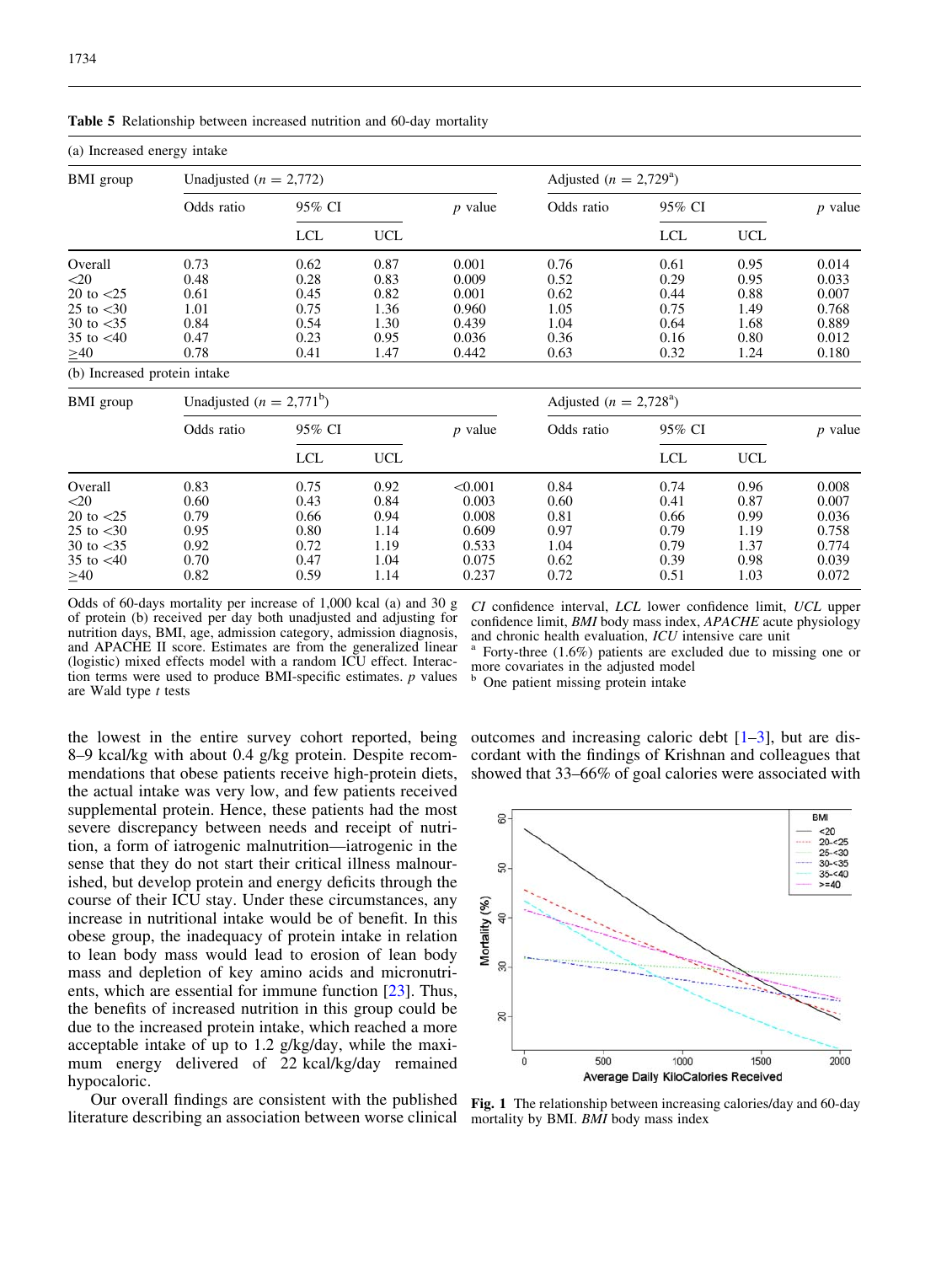**Table 5** Relationship between increased nutrition and 60-day mortality

(a) Increased energy intake

| BMI group | Unadjusted ($n$ = 2,772) | | | | Adjusted ($n$ = 2,729[a]) | | | |
|---|---|---|---|---|---|---|---|---|
| | Odds ratio | 95% CI | | $p$ value | Odds ratio | 95% CI | | $p$ value |
| | | LCL | UCL | | | LCL | UCL | |
| Overall | 0.73 | 0.62 | 0.87 | 0.001 | 0.76 | 0.61 | 0.95 | 0.014 |
| <20 | 0.48 | 0.28 | 0.83 | 0.009 | 0.52 | 0.29 | 0.95 | 0.033 |
| 20 to <25 | 0.61 | 0.45 | 0.82 | 0.001 | 0.62 | 0.44 | 0.88 | 0.007 |
| 25 to <30 | 1.01 | 0.75 | 1.36 | 0.960 | 1.05 | 0.75 | 1.49 | 0.768 |
| 30 to <35 | 0.84 | 0.54 | 1.30 | 0.439 | 1.04 | 0.64 | 1.68 | 0.889 |
| 35 to <40 | 0.47 | 0.23 | 0.95 | 0.036 | 0.36 | 0.16 | 0.80 | 0.012 |
| ≥40 | 0.78 | 0.41 | 1.47 | 0.442 | 0.63 | 0.32 | 1.24 | 0.180 |

(b) Increased protein intake

| BMI group | Unadjusted ($n$ = 2,771[b]) | | | | Adjusted ($n$ = 2,728[a]) | | | |
|---|---|---|---|---|---|---|---|---|
| | Odds ratio | 95% CI | | $p$ value | Odds ratio | 95% CI | | $p$ value |
| | | LCL | UCL | | | LCL | UCL | |
| Overall | 0.83 | 0.75 | 0.92 | <0.001 | 0.84 | 0.74 | 0.96 | 0.008 |
| <20 | 0.60 | 0.43 | 0.84 | 0.003 | 0.60 | 0.41 | 0.87 | 0.007 |
| 20 to <25 | 0.79 | 0.66 | 0.94 | 0.008 | 0.81 | 0.66 | 0.99 | 0.036 |
| 25 to <30 | 0.95 | 0.80 | 1.14 | 0.609 | 0.97 | 0.79 | 1.19 | 0.758 |
| 30 to <35 | 0.92 | 0.72 | 1.19 | 0.533 | 1.04 | 0.79 | 1.37 | 0.774 |
| 35 to <40 | 0.70 | 0.47 | 1.04 | 0.075 | 0.62 | 0.39 | 0.98 | 0.039 |
| ≥40 | 0.82 | 0.59 | 1.14 | 0.237 | 0.72 | 0.51 | 1.03 | 0.072 |

Odds of 60-days mortality per increase of 1,000 kcal (a) and 30 g of protein (b) received per day both unadjusted and adjusting for nutrition days, BMI, age, admission category, admission diagnosis, and APACHE II score. Estimates are from the generalized linear (logistic) mixed effects model with a random ICU effect. Interaction terms were used to produce BMI-specific estimates. $p$ values are Wald type $t$ tests

*CI* confidence interval, *LCL* lower confidence limit, *UCL* upper confidence limit, *BMI* body mass index, *APACHE* acute physiology and chronic health evaluation, *ICU* intensive care unit

[a] Forty-three (1.6%) patients are excluded due to missing one or more covariates in the adjusted model

[b] One patient missing protein intake

the lowest in the entire survey cohort reported, being 8–9 kcal/kg with about 0.4 g/kg protein. Despite recommendations that obese patients receive high-protein diets, the actual intake was very low, and few patients received supplemental protein. Hence, these patients had the most severe discrepancy between needs and receipt of nutrition, a form of iatrogenic malnutrition—iatrogenic in the sense that they do not start their critical illness malnourished, but develop protein and energy deficits through the course of their ICU stay. Under these circumstances, any increase in nutritional intake would be of benefit. In this obese group, the inadequacy of protein intake in relation to lean body mass would lead to erosion of lean body mass and depletion of key amino acids and micronutrients, which are essential for immune function [23]. Thus, the benefits of increased nutrition in this group could be due to the increased protein intake, which reached a more acceptable intake of up to 1.2 g/kg/day, while the maximum energy delivered of 22 kcal/kg/day remained hypocaloric.

Our overall findings are consistent with the published literature describing an association between worse clinical outcomes and increasing caloric debt [1–3], but are discordant with the findings of Krishnan and colleagues that showed that 33–66% of goal calories were associated with

**Fig. 1** The relationship between increasing calories/day and 60-day mortality by BMI. *BMI* body mass index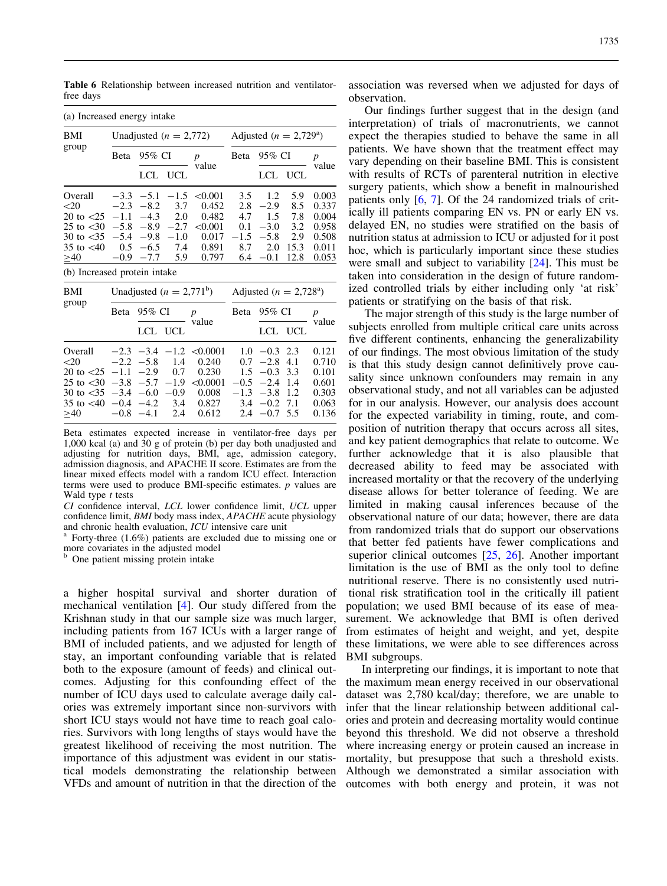**Table 6** Relationship between increased nutrition and ventilator-free days

(a) Increased energy intake

| BMI group | Unadjusted ($n$ = 2,772) | | | | Adjusted ($n$ = 2,729[a]) | | | |
|---|---|---|---|---|---|---|---|---|
| | Beta | 95% CI | | $p$ value | Beta | 95% CI | | $p$ value |
| | | LCL | UCL | | | LCL | UCL | |
| Overall | −3.3 | −5.1 | −1.5 | <0.001 | 3.5 | 1.2 | 5.9 | 0.003 |
| <20 | −2.3 | −8.2 | 3.7 | 0.452 | 2.8 | −2.9 | 8.5 | 0.337 |
| 20 to <25 | −1.1 | −4.3 | 2.0 | 0.482 | 4.7 | 1.5 | 7.8 | 0.004 |
| 25 to <30 | −5.8 | −8.9 | −2.7 | <0.001 | 0.1 | −3.0 | 3.2 | 0.958 |
| 30 to <35 | −5.4 | −9.8 | −1.0 | 0.017 | −1.5 | −5.8 | 2.9 | 0.508 |
| 35 to <40 | 0.5 | −6.5 | 7.4 | 0.891 | 8.7 | 2.0 | 15.3 | 0.011 |
| ≥40 | −0.9 | −7.7 | 5.9 | 0.797 | 6.4 | −0.1 | 12.8 | 0.053 |

(b) Increased protein intake

| BMI group | Unadjusted ($n$ = 2,771[b]) | | | | Adjusted ($n$ = 2,728[a]) | | | |
|---|---|---|---|---|---|---|---|---|
| | Beta | 95% CI | | $p$ value | Beta | 95% CI | | $p$ value |
| | | LCL | UCL | | | LCL | UCL | |
| Overall | −2.3 | −3.4 | −1.2 | <0.0001 | 1.0 | −0.3 | 2.3 | 0.121 |
| <20 | −2.2 | −5.8 | 1.4 | 0.240 | 0.7 | −2.8 | 4.1 | 0.710 |
| 20 to <25 | −1.1 | −2.9 | 0.7 | 0.230 | 1.5 | −0.3 | 3.3 | 0.101 |
| 25 to <30 | −3.8 | −5.7 | −1.9 | <0.0001 | −0.5 | −2.4 | 1.4 | 0.601 |
| 30 to <35 | −3.4 | −6.0 | −0.9 | 0.008 | −1.3 | −3.8 | 1.2 | 0.303 |
| 35 to <40 | −0.4 | −4.2 | 3.4 | 0.827 | 3.4 | −0.2 | 7.1 | 0.063 |
| ≥40 | −0.8 | −4.1 | 2.4 | 0.612 | 2.4 | −0.7 | 5.5 | 0.136 |

Beta estimates expected increase in ventilator-free days per 1,000 kcal (a) and 30 g of protein (b) per day both unadjusted and adjusting for nutrition days, BMI, age, admission category, admission diagnosis, and APACHE II score. Estimates are from the linear mixed effects model with a random ICU effect. Interaction terms were used to produce BMI-specific estimates. $p$ values are Wald type $t$ tests

*CI* confidence interval, *LCL* lower confidence limit, *UCL* upper confidence limit, *BMI* body mass index, *APACHE* acute physiology and chronic health evaluation, *ICU* intensive care unit

[a] Forty-three (1.6%) patients are excluded due to missing one or more covariates in the adjusted model

[b] One patient missing protein intake

a higher hospital survival and shorter duration of mechanical ventilation [4]. Our study differed from the Krishnan study in that our sample size was much larger, including patients from 167 ICUs with a larger range of BMI of included patients, and we adjusted for length of stay, an important confounding variable that is related both to the exposure (amount of feeds) and clinical outcomes. Adjusting for this confounding effect of the number of ICU days used to calculate average daily calories was extremely important since non-survivors with short ICU stays would not have time to reach goal calories. Survivors with long lengths of stays would have the greatest likelihood of receiving the most nutrition. The importance of this adjustment was evident in our statistical models demonstrating the relationship between VFDs and amount of nutrition in that the direction of the association was reversed when we adjusted for days of observation.

Our findings further suggest that in the design (and interpretation) of trials of macronutrients, we cannot expect the therapies studied to behave the same in all patients. We have shown that the treatment effect may vary depending on their baseline BMI. This is consistent with results of RCTs of parenteral nutrition in elective surgery patients, which show a benefit in malnourished patients only [6, 7]. Of the 24 randomized trials of critically ill patients comparing EN vs. PN or early EN vs. delayed EN, no studies were stratified on the basis of nutrition status at admission to ICU or adjusted for it post hoc, which is particularly important since these studies were small and subject to variability [24]. This must be taken into consideration in the design of future randomized controlled trials by either including only 'at risk' patients or stratifying on the basis of that risk.

The major strength of this study is the large number of subjects enrolled from multiple critical care units across five different continents, enhancing the generalizability of our findings. The most obvious limitation of the study is that this study design cannot definitively prove causality since unknown confounders may remain in any observational study, and not all variables can be adjusted for in our analysis. However, our analysis does account for the expected variability in timing, route, and composition of nutrition therapy that occurs across all sites, and key patient demographics that relate to outcome. We further acknowledge that it is also plausible that decreased ability to feed may be associated with increased mortality or that the recovery of the underlying disease allows for better tolerance of feeding. We are limited in making causal inferences because of the observational nature of our data; however, there are data from randomized trials that do support our observations that better fed patients have fewer complications and superior clinical outcomes [25, 26]. Another important limitation is the use of BMI as the only tool to define nutritional reserve. There is no consistently used nutritional risk stratification tool in the critically ill patient population; we used BMI because of its ease of measurement. We acknowledge that BMI is often derived from estimates of height and weight, and yet, despite these limitations, we were able to see differences across BMI subgroups.

In interpreting our findings, it is important to note that the maximum mean energy received in our observational dataset was 2,780 kcal/day; therefore, we are unable to infer that the linear relationship between additional calories and protein and decreasing mortality would continue beyond this threshold. We did not observe a threshold where increasing energy or protein caused an increase in mortality, but presuppose that such a threshold exists. Although we demonstrated a similar association with outcomes with both energy and protein, it was not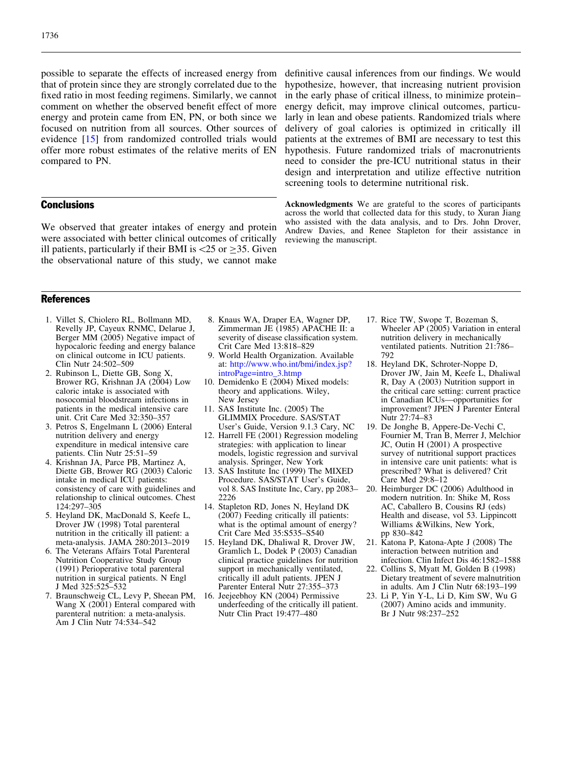possible to separate the effects of increased energy from that of protein since they are strongly correlated due to the fixed ratio in most feeding regimens. Similarly, we cannot comment on whether the observed benefit effect of more energy and protein came from EN, PN, or both since we focused on nutrition from all sources. Other sources of evidence [15] from randomized controlled trials would offer more robust estimates of the relative merits of EN compared to PN.

## Conclusions

We observed that greater intakes of energy and protein were associated with better clinical outcomes of critically ill patients, particularly if their BMI is <25 or ≥35. Given the observational nature of this study, we cannot make definitive causal inferences from our findings. We would hypothesize, however, that increasing nutrient provision in the early phase of critical illness, to minimize protein–energy deficit, may improve clinical outcomes, particularly in lean and obese patients. Randomized trials where delivery of goal calories is optimized in critically ill patients at the extremes of BMI are necessary to test this hypothesis. Future randomized trials of macronutrients need to consider the pre-ICU nutritional status in their design and interpretation and utilize effective nutrition screening tools to determine nutritional risk.

**Acknowledgments** We are grateful to the scores of participants across the world that collected data for this study, to Xuran Jiang who assisted with the data analysis, and to Drs. John Drover, Andrew Davies, and Renee Stapleton for their assistance in reviewing the manuscript.

## References

1. Villet S, Chiolero RL, Bollmann MD, Revelly JP, Cayeux RNMC, Delarue J, Berger MM (2005) Negative impact of hypocaloric feeding and energy balance on clinical outcome in ICU patients. Clin Nutr 24:502–509
2. Rubinson L, Diette GB, Song X, Brower RG, Krishnan JA (2004) Low caloric intake is associated with nosocomial bloodstream infections in patients in the medical intensive care unit. Crit Care Med 32:350–357
3. Petros S, Engelmann L (2006) Enteral nutrition delivery and energy expenditure in medical intensive care patients. Clin Nutr 25:51–59
4. Krishnan JA, Parce PB, Martinez A, Diette GB, Brower RG (2003) Caloric intake in medical ICU patients: consistency of care with guidelines and relationship to clinical outcomes. Chest 124:297–305
5. Heyland DK, MacDonald S, Keefe L, Drover JW (1998) Total parenteral nutrition in the critically ill patient: a meta-analysis. JAMA 280:2013–2019
6. The Veterans Affairs Total Parenteral Nutrition Cooperative Study Group (1991) Perioperative total parenteral nutrition in surgical patients. N Engl J Med 325:525–532
7. Braunschweig CL, Levy P, Sheean PM, Wang X (2001) Enteral compared with parenteral nutrition: a meta-analysis. Am J Clin Nutr 74:534–542
8. Knaus WA, Draper EA, Wagner DP, Zimmerman JE (1985) APACHE II: a severity of disease classification system. Crit Care Med 13:818–829
9. World Health Organization. Available at: http://www.who.int/bmi/index.jsp?introPage=intro_3.htmp
10. Demidenko E (2004) Mixed models: theory and applications. Wiley, New Jersey
11. SAS Institute Inc. (2005) The GLIMMIX Procedure. SAS/STAT User's Guide, Version 9.1.3 Cary, NC
12. Harrell FE (2001) Regression modeling strategies: with application to linear models, logistic regression and survival analysis. Springer, New York
13. SAS Institute Inc (1999) The MIXED Procedure. SAS/STAT User's Guide, vol 8. SAS Institute Inc, Cary, pp 2083–2226
14. Stapleton RD, Jones N, Heyland DK (2007) Feeding critically ill patients: what is the optimal amount of energy? Crit Care Med 35:S535–S540
15. Heyland DK, Dhaliwal R, Drover JW, Gramlich L, Dodek P (2003) Canadian clinical practice guidelines for nutrition support in mechanically ventilated, critically ill adult patients. JPEN J Parenter Enteral Nutr 27:355–373
16. Jeejeebhoy KN (2004) Permissive underfeeding of the critically ill patient. Nutr Clin Pract 19:477–480
17. Rice TW, Swope T, Bozeman S, Wheeler AP (2005) Variation in enteral nutrition delivery in mechanically ventilated patients. Nutrition 21:786–792
18. Heyland DK, Schroter-Noppe D, Drover JW, Jain M, Keefe L, Dhaliwal R, Day A (2003) Nutrition support in the critical care setting: current practice in Canadian ICUs—opportunities for improvement? JPEN J Parenter Enteral Nutr 27:74–83
19. De Jonghe B, Appere-De-Vechi C, Fournier M, Tran B, Merrer J, Melchior JC, Outin H (2001) A prospective survey of nutritional support practices in intensive care unit patients: what is prescribed? What is delivered? Crit Care Med 29:8–12
20. Heimburger DC (2006) Adulthood in modern nutrition. In: Shike M, Ross AC, Caballero B, Cousins RJ (eds) Health and disease, vol 53. Lippincott Williams &Wilkins, New York, pp 830–842
21. Katona P, Katona-Apte J (2008) The interaction between nutrition and infection. Clin Infect Dis 46:1582–1588
22. Collins S, Myatt M, Golden B (1998) Dietary treatment of severe malnutrition in adults. Am J Clin Nutr 68:193–199
23. Li P, Yin Y-L, Li D, Kim SW, Wu G (2007) Amino acids and immunity. Br J Nutr 98:237–252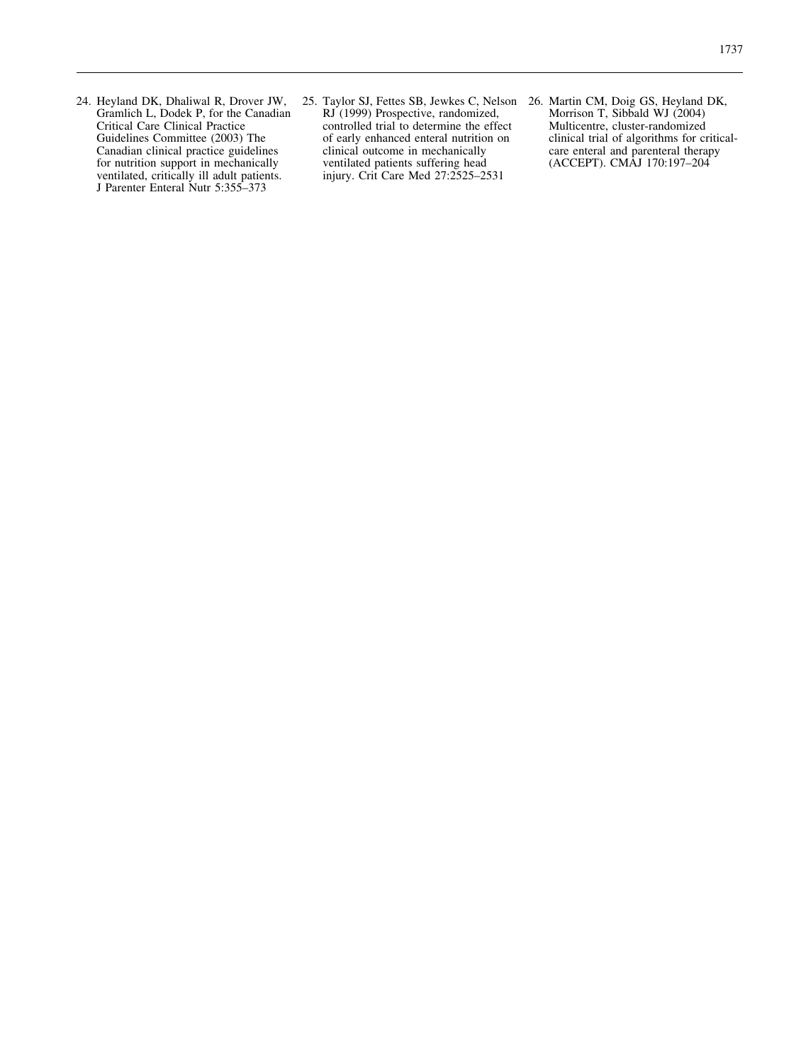24. Heyland DK, Dhaliwal R, Drover JW, Gramlich L, Dodek P, for the Canadian Critical Care Clinical Practice Guidelines Committee (2003) The Canadian clinical practice guidelines for nutrition support in mechanically ventilated, critically ill adult patients. J Parenter Enteral Nutr 5:355–373
25. Taylor SJ, Fettes SB, Jewkes C, Nelson RJ (1999) Prospective, randomized, controlled trial to determine the effect of early enhanced enteral nutrition on clinical outcome in mechanically ventilated patients suffering head injury. Crit Care Med 27:2525–2531
26. Martin CM, Doig GS, Heyland DK, Morrison T, Sibbald WJ (2004) Multicentre, cluster-randomized clinical trial of algorithms for critical-care enteral and parenteral therapy (ACCEPT). CMAJ 170:197–204